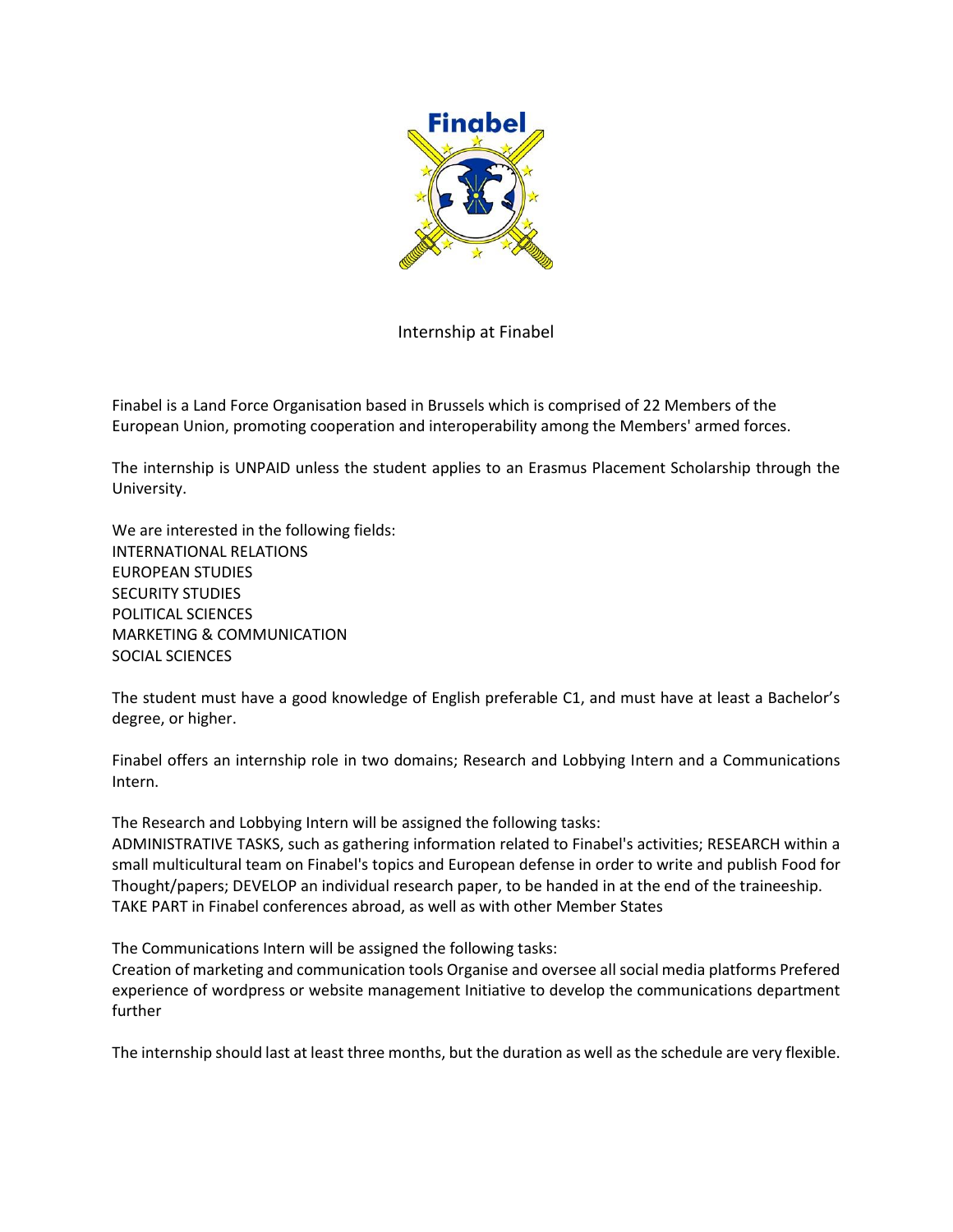# Internship at Finabel

Finabel is a Land Force Organisation based in Brussels which is comprised of 22 Members of the European Union, promoting cooperation and interoperability among the Members' armed forces.

The internship is UNPAID unless the student applies to an Erasmus Placement Scholarship through the University.

We are interested in the following fields:
INTERNATIONAL RELATIONS
EUROPEAN STUDIES
SECURITY STUDIES
POLITICAL SCIENCES
MARKETING & COMMUNICATION
SOCIAL SCIENCES

The student must have a good knowledge of English preferable C1, and must have at least a Bachelor's degree, or higher.

Finabel offers an internship role in two domains; Research and Lobbying Intern and a Communications Intern.

The Research and Lobbying Intern will be assigned the following tasks:
ADMINISTRATIVE TASKS, such as gathering information related to Finabel's activities; RESEARCH within a small multicultural team on Finabel's topics and European defense in order to write and publish Food for Thought/papers; DEVELOP an individual research paper, to be handed in at the end of the traineeship. TAKE PART in Finabel conferences abroad, as well as with other Member States

The Communications Intern will be assigned the following tasks:
Creation of marketing and communication tools Organise and oversee all social media platforms Prefered experience of wordpress or website management Initiative to develop the communications department further

The internship should last at least three months, but the duration as well as the schedule are very flexible.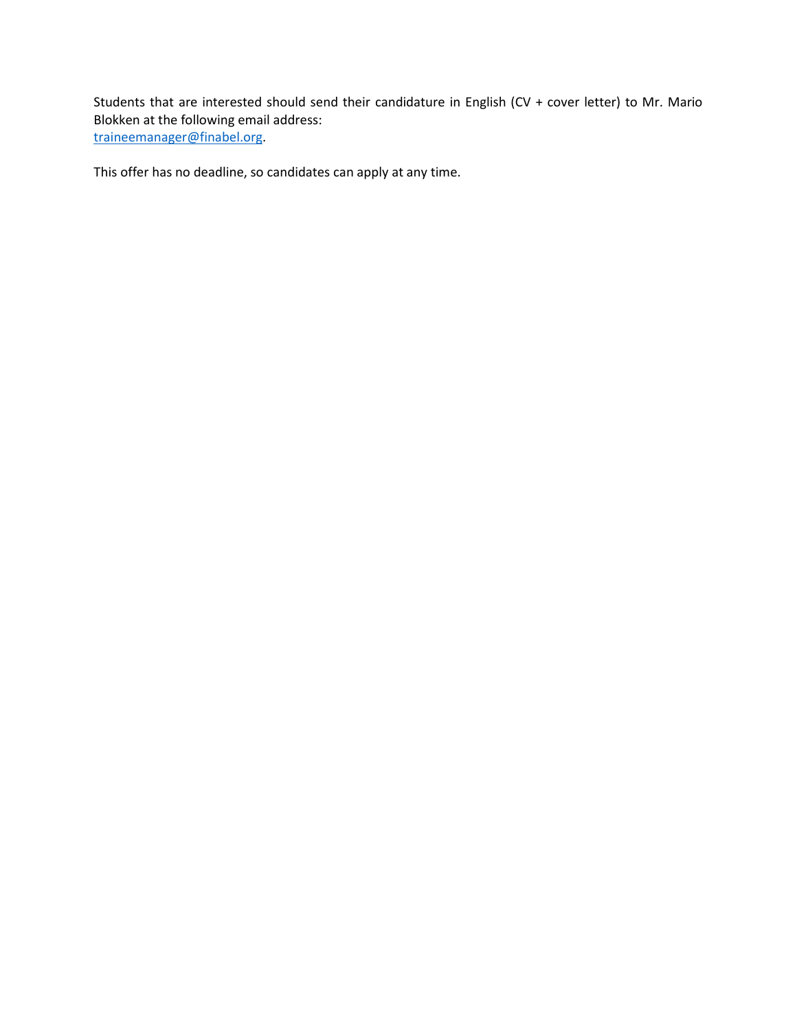Students that are interested should send their candidature in English (CV + cover letter) to Mr. Mario Blokken at the following email address:
traineemanager@finabel.org.

This offer has no deadline, so candidates can apply at any time.